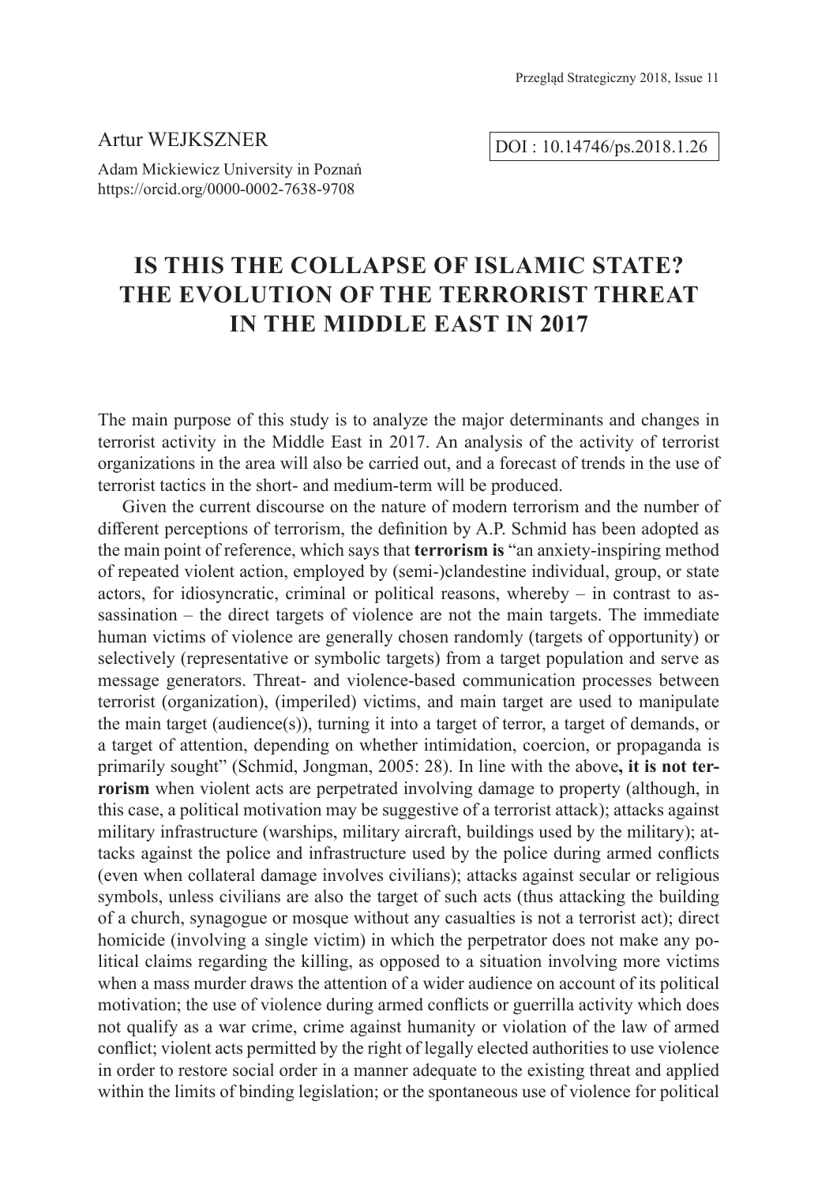Artur WEJKSZNER

Adam Mickiewicz University in Poznań
https://orcid.org/0000-0002-7638-9708

DOI : 10.14746/ps.2018.1.26

# IS THIS THE COLLAPSE OF ISLAMIC STATE? THE EVOLUTION OF THE TERRORIST THREAT IN THE MIDDLE EAST IN 2017

The main purpose of this study is to analyze the major determinants and changes in terrorist activity in the Middle East in 2017. An analysis of the activity of terrorist organizations in the area will also be carried out, and a forecast of trends in the use of terrorist tactics in the short- and medium-term will be produced.

Given the current discourse on the nature of modern terrorism and the number of different perceptions of terrorism, the definition by A.P. Schmid has been adopted as the main point of reference, which says that **terrorism is** "an anxiety-inspiring method of repeated violent action, employed by (semi-)clandestine individual, group, or state actors, for idiosyncratic, criminal or political reasons, whereby – in contrast to assassination – the direct targets of violence are not the main targets. The immediate human victims of violence are generally chosen randomly (targets of opportunity) or selectively (representative or symbolic targets) from a target population and serve as message generators. Threat- and violence-based communication processes between terrorist (organization), (imperiled) victims, and main target are used to manipulate the main target (audience(s)), turning it into a target of terror, a target of demands, or a target of attention, depending on whether intimidation, coercion, or propaganda is primarily sought" (Schmid, Jongman, 2005: 28). In line with the above**, it is not terrorism** when violent acts are perpetrated involving damage to property (although, in this case, a political motivation may be suggestive of a terrorist attack); attacks against military infrastructure (warships, military aircraft, buildings used by the military); attacks against the police and infrastructure used by the police during armed conflicts (even when collateral damage involves civilians); attacks against secular or religious symbols, unless civilians are also the target of such acts (thus attacking the building of a church, synagogue or mosque without any casualties is not a terrorist act); direct homicide (involving a single victim) in which the perpetrator does not make any political claims regarding the killing, as opposed to a situation involving more victims when a mass murder draws the attention of a wider audience on account of its political motivation; the use of violence during armed conflicts or guerrilla activity which does not qualify as a war crime, crime against humanity or violation of the law of armed conflict; violent acts permitted by the right of legally elected authorities to use violence in order to restore social order in a manner adequate to the existing threat and applied within the limits of binding legislation; or the spontaneous use of violence for political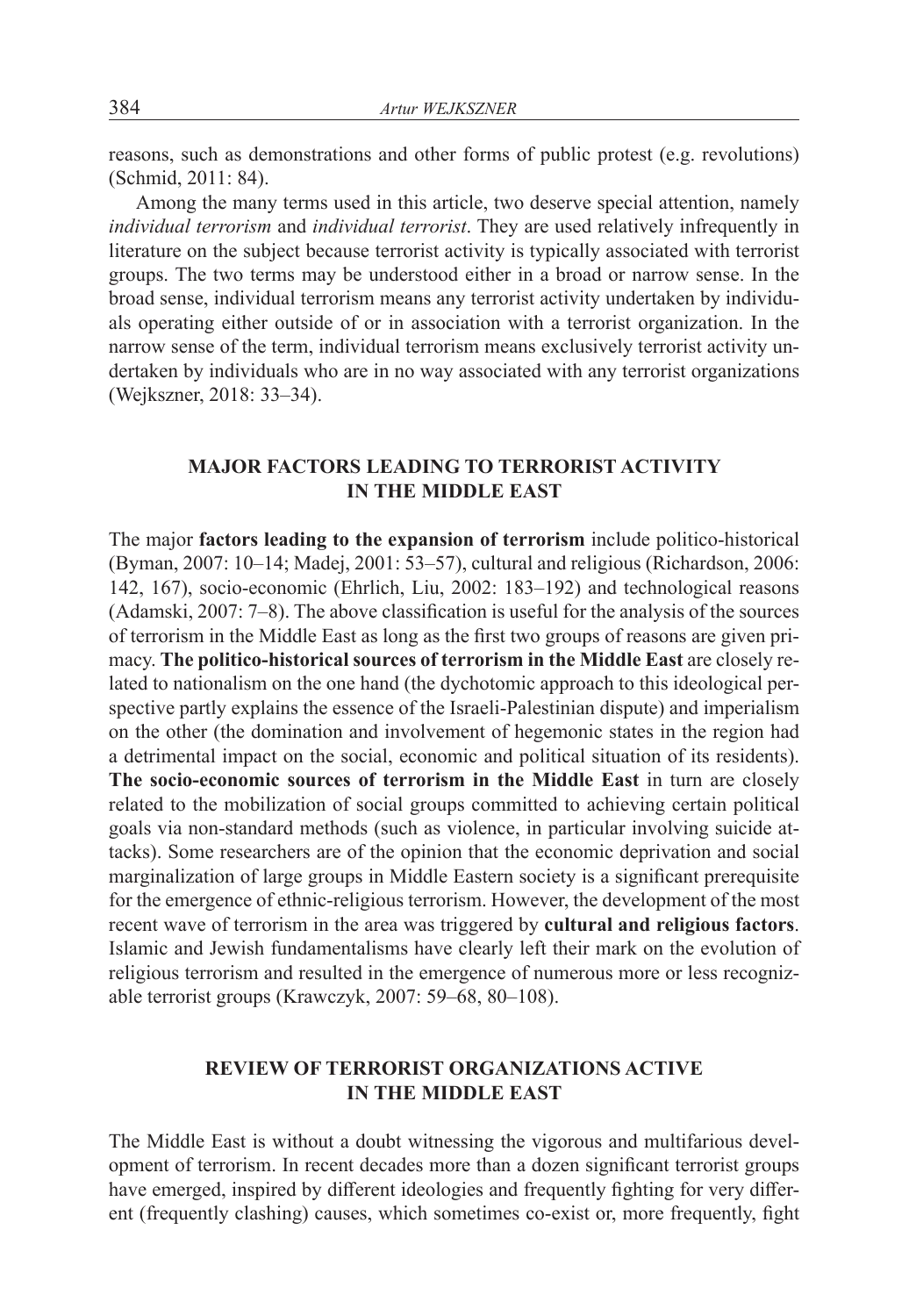reasons, such as demonstrations and other forms of public protest (e.g. revolutions) (Schmid, 2011: 84).

Among the many terms used in this article, two deserve special attention, namely *individual terrorism* and *individual terrorist*. They are used relatively infrequently in literature on the subject because terrorist activity is typically associated with terrorist groups. The two terms may be understood either in a broad or narrow sense. In the broad sense, individual terrorism means any terrorist activity undertaken by individuals operating either outside of or in association with a terrorist organization. In the narrow sense of the term, individual terrorism means exclusively terrorist activity undertaken by individuals who are in no way associated with any terrorist organizations (Wejkszner, 2018: 33–34).

## MAJOR FACTORS LEADING TO TERRORIST ACTIVITY IN THE MIDDLE EAST

The major **factors leading to the expansion of terrorism** include politico-historical (Byman, 2007: 10–14; Madej, 2001: 53–57), cultural and religious (Richardson, 2006: 142, 167), socio-economic (Ehrlich, Liu, 2002: 183–192) and technological reasons (Adamski, 2007: 7–8). The above classification is useful for the analysis of the sources of terrorism in the Middle East as long as the first two groups of reasons are given primacy. **The politico-historical sources of terrorism in the Middle East** are closely related to nationalism on the one hand (the dychotomic approach to this ideological perspective partly explains the essence of the Israeli-Palestinian dispute) and imperialism on the other (the domination and involvement of hegemonic states in the region had a detrimental impact on the social, economic and political situation of its residents). **The socio-economic sources of terrorism in the Middle East** in turn are closely related to the mobilization of social groups committed to achieving certain political goals via non-standard methods (such as violence, in particular involving suicide attacks). Some researchers are of the opinion that the economic deprivation and social marginalization of large groups in Middle Eastern society is a significant prerequisite for the emergence of ethnic-religious terrorism. However, the development of the most recent wave of terrorism in the area was triggered by **cultural and religious factors**. Islamic and Jewish fundamentalisms have clearly left their mark on the evolution of religious terrorism and resulted in the emergence of numerous more or less recognizable terrorist groups (Krawczyk, 2007: 59–68, 80–108).

## REVIEW OF TERRORIST ORGANIZATIONS ACTIVE IN THE MIDDLE EAST

The Middle East is without a doubt witnessing the vigorous and multifarious development of terrorism. In recent decades more than a dozen significant terrorist groups have emerged, inspired by different ideologies and frequently fighting for very different (frequently clashing) causes, which sometimes co-exist or, more frequently, fight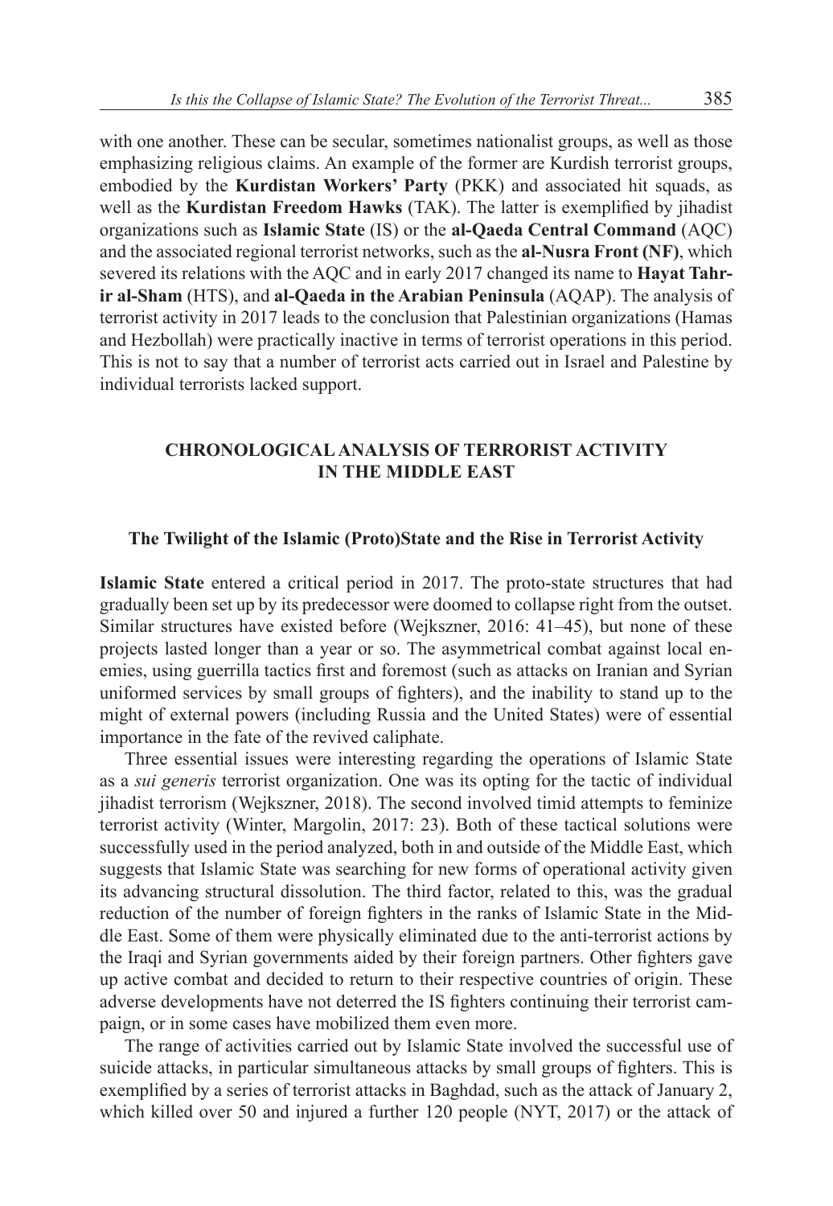with one another. These can be secular, sometimes nationalist groups, as well as those emphasizing religious claims. An example of the former are Kurdish terrorist groups, embodied by the **Kurdistan Workers' Party** (PKK) and associated hit squads, as well as the **Kurdistan Freedom Hawks** (TAK). The latter is exemplified by jihadist organizations such as **Islamic State** (IS) or the **al-Qaeda Central Command** (AQC) and the associated regional terrorist networks, such as the **al-Nusra Front (NF)**, which severed its relations with the AQC and in early 2017 changed its name to **Hayat Tahrir al-Sham** (HTS), and **al-Qaeda in the Arabian Peninsula** (AQAP). The analysis of terrorist activity in 2017 leads to the conclusion that Palestinian organizations (Hamas and Hezbollah) were practically inactive in terms of terrorist operations in this period. This is not to say that a number of terrorist acts carried out in Israel and Palestine by individual terrorists lacked support.

## CHRONOLOGICAL ANALYSIS OF TERRORIST ACTIVITY IN THE MIDDLE EAST

### The Twilight of the Islamic (Proto)State and the Rise in Terrorist Activity

**Islamic State** entered a critical period in 2017. The proto-state structures that had gradually been set up by its predecessor were doomed to collapse right from the outset. Similar structures have existed before (Wejkszner, 2016: 41–45), but none of these projects lasted longer than a year or so. The asymmetrical combat against local enemies, using guerrilla tactics first and foremost (such as attacks on Iranian and Syrian uniformed services by small groups of fighters), and the inability to stand up to the might of external powers (including Russia and the United States) were of essential importance in the fate of the revived caliphate.

Three essential issues were interesting regarding the operations of Islamic State as a *sui generis* terrorist organization. One was its opting for the tactic of individual jihadist terrorism (Wejkszner, 2018). The second involved timid attempts to feminize terrorist activity (Winter, Margolin, 2017: 23). Both of these tactical solutions were successfully used in the period analyzed, both in and outside of the Middle East, which suggests that Islamic State was searching for new forms of operational activity given its advancing structural dissolution. The third factor, related to this, was the gradual reduction of the number of foreign fighters in the ranks of Islamic State in the Middle East. Some of them were physically eliminated due to the anti-terrorist actions by the Iraqi and Syrian governments aided by their foreign partners. Other fighters gave up active combat and decided to return to their respective countries of origin. These adverse developments have not deterred the IS fighters continuing their terrorist campaign, or in some cases have mobilized them even more.

The range of activities carried out by Islamic State involved the successful use of suicide attacks, in particular simultaneous attacks by small groups of fighters. This is exemplified by a series of terrorist attacks in Baghdad, such as the attack of January 2, which killed over 50 and injured a further 120 people (NYT, 2017) or the attack of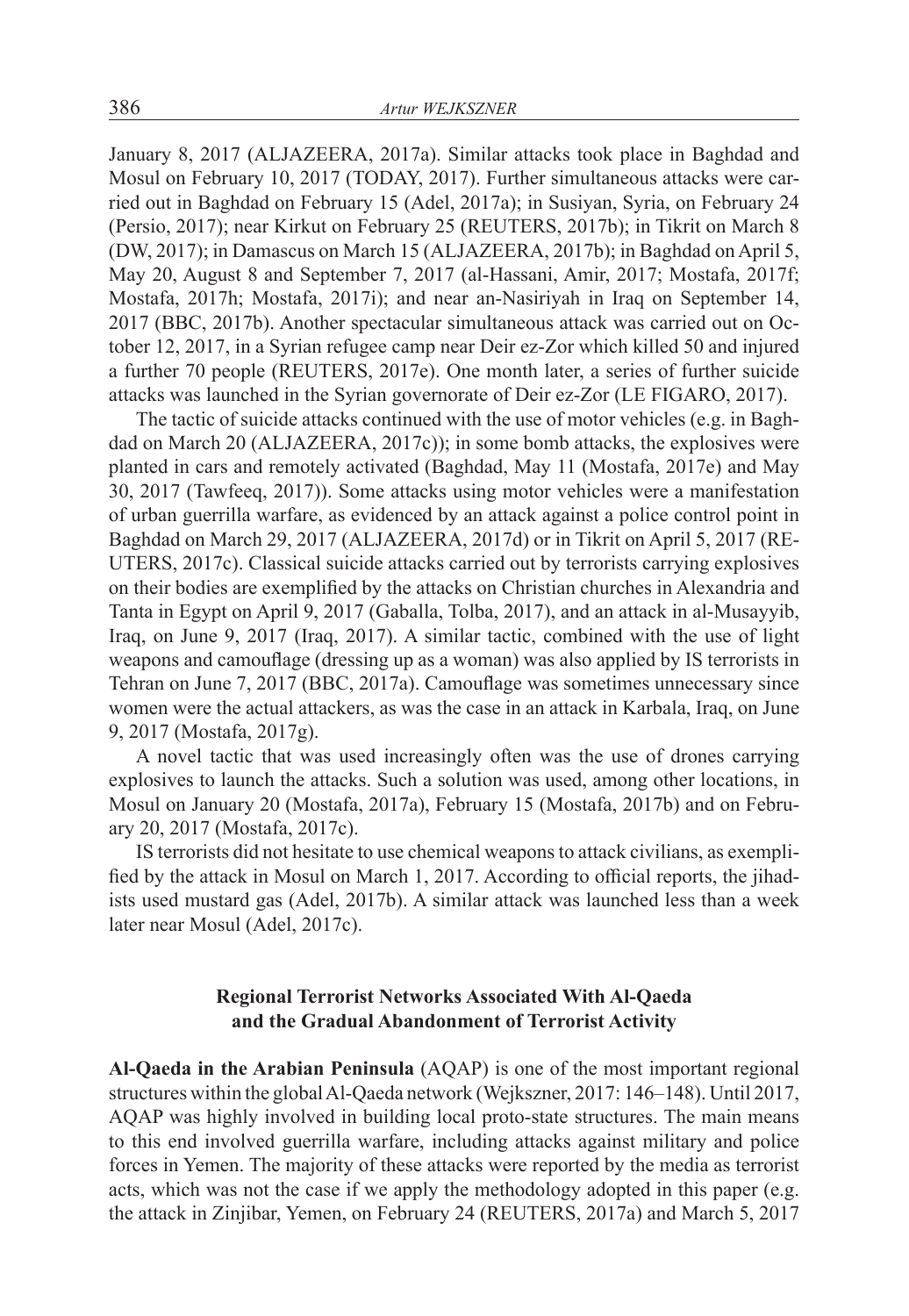January 8, 2017 (ALJAZEERA, 2017a). Similar attacks took place in Baghdad and Mosul on February 10, 2017 (TODAY, 2017). Further simultaneous attacks were carried out in Baghdad on February 15 (Adel, 2017a); in Susiyan, Syria, on February 24 (Persio, 2017); near Kirkut on February 25 (REUTERS, 2017b); in Tikrit on March 8 (DW, 2017); in Damascus on March 15 (ALJAZEERA, 2017b); in Baghdad on April 5, May 20, August 8 and September 7, 2017 (al-Hassani, Amir, 2017; Mostafa, 2017f; Mostafa, 2017h; Mostafa, 2017i); and near an-Nasiriyah in Iraq on September 14, 2017 (BBC, 2017b). Another spectacular simultaneous attack was carried out on October 12, 2017, in a Syrian refugee camp near Deir ez-Zor which killed 50 and injured a further 70 people (REUTERS, 2017e). One month later, a series of further suicide attacks was launched in the Syrian governorate of Deir ez-Zor (LE FIGARO, 2017).

The tactic of suicide attacks continued with the use of motor vehicles (e.g. in Baghdad on March 20 (ALJAZEERA, 2017c)); in some bomb attacks, the explosives were planted in cars and remotely activated (Baghdad, May 11 (Mostafa, 2017e) and May 30, 2017 (Tawfeeq, 2017)). Some attacks using motor vehicles were a manifestation of urban guerrilla warfare, as evidenced by an attack against a police control point in Baghdad on March 29, 2017 (ALJAZEERA, 2017d) or in Tikrit on April 5, 2017 (REUTERS, 2017c). Classical suicide attacks carried out by terrorists carrying explosives on their bodies are exemplified by the attacks on Christian churches in Alexandria and Tanta in Egypt on April 9, 2017 (Gaballa, Tolba, 2017), and an attack in al-Musayyib, Iraq, on June 9, 2017 (Iraq, 2017). A similar tactic, combined with the use of light weapons and camouflage (dressing up as a woman) was also applied by IS terrorists in Tehran on June 7, 2017 (BBC, 2017a). Camouflage was sometimes unnecessary since women were the actual attackers, as was the case in an attack in Karbala, Iraq, on June 9, 2017 (Mostafa, 2017g).

A novel tactic that was used increasingly often was the use of drones carrying explosives to launch the attacks. Such a solution was used, among other locations, in Mosul on January 20 (Mostafa, 2017a), February 15 (Mostafa, 2017b) and on February 20, 2017 (Mostafa, 2017c).

IS terrorists did not hesitate to use chemical weapons to attack civilians, as exemplified by the attack in Mosul on March 1, 2017. According to official reports, the jihadists used mustard gas (Adel, 2017b). A similar attack was launched less than a week later near Mosul (Adel, 2017c).

## Regional Terrorist Networks Associated With Al-Qaeda and the Gradual Abandonment of Terrorist Activity

**Al-Qaeda in the Arabian Peninsula** (AQAP) is one of the most important regional structures within the global Al-Qaeda network (Wejkszner, 2017: 146–148). Until 2017, AQAP was highly involved in building local proto-state structures. The main means to this end involved guerrilla warfare, including attacks against military and police forces in Yemen. The majority of these attacks were reported by the media as terrorist acts, which was not the case if we apply the methodology adopted in this paper (e.g. the attack in Zinjibar, Yemen, on February 24 (REUTERS, 2017a) and March 5, 2017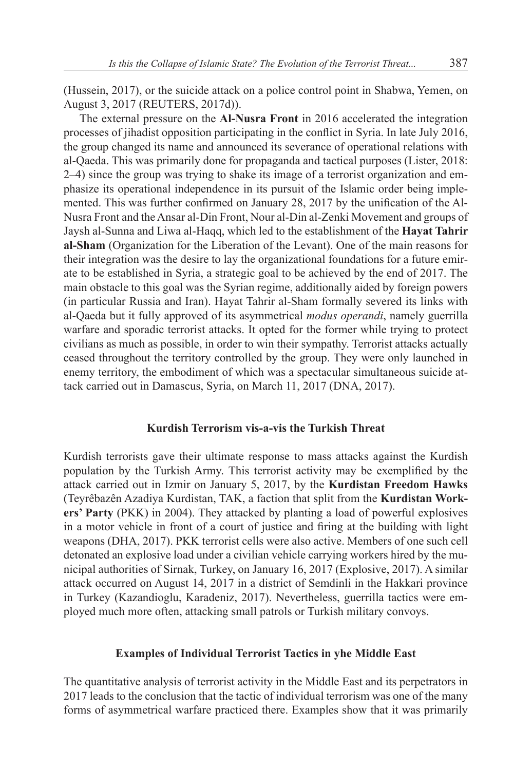(Hussein, 2017), or the suicide attack on a police control point in Shabwa, Yemen, on August 3, 2017 (REUTERS, 2017d)).

The external pressure on the **Al-Nusra Front** in 2016 accelerated the integration processes of jihadist opposition participating in the conflict in Syria. In late July 2016, the group changed its name and announced its severance of operational relations with al-Qaeda. This was primarily done for propaganda and tactical purposes (Lister, 2018: 2–4) since the group was trying to shake its image of a terrorist organization and emphasize its operational independence in its pursuit of the Islamic order being implemented. This was further confirmed on January 28, 2017 by the unification of the Al-Nusra Front and the Ansar al-Din Front, Nour al-Din al-Zenki Movement and groups of Jaysh al-Sunna and Liwa al-Haqq, which led to the establishment of the **Hayat Tahrir al-Sham** (Organization for the Liberation of the Levant). One of the main reasons for their integration was the desire to lay the organizational foundations for a future emirate to be established in Syria, a strategic goal to be achieved by the end of 2017. The main obstacle to this goal was the Syrian regime, additionally aided by foreign powers (in particular Russia and Iran). Hayat Tahrir al-Sham formally severed its links with al-Qaeda but it fully approved of its asymmetrical *modus operandi*, namely guerrilla warfare and sporadic terrorist attacks. It opted for the former while trying to protect civilians as much as possible, in order to win their sympathy. Terrorist attacks actually ceased throughout the territory controlled by the group. They were only launched in enemy territory, the embodiment of which was a spectacular simultaneous suicide attack carried out in Damascus, Syria, on March 11, 2017 (DNA, 2017).

## Kurdish Terrorism vis-a-vis the Turkish Threat

Kurdish terrorists gave their ultimate response to mass attacks against the Kurdish population by the Turkish Army. This terrorist activity may be exemplified by the attack carried out in Izmir on January 5, 2017, by the **Kurdistan Freedom Hawks** (Teyrêbazên Azadiya Kurdistan, TAK, a faction that split from the **Kurdistan Workers' Party** (PKK) in 2004). They attacked by planting a load of powerful explosives in a motor vehicle in front of a court of justice and firing at the building with light weapons (DHA, 2017). PKK terrorist cells were also active. Members of one such cell detonated an explosive load under a civilian vehicle carrying workers hired by the municipal authorities of Sirnak, Turkey, on January 16, 2017 (Explosive, 2017). A similar attack occurred on August 14, 2017 in a district of Semdinli in the Hakkari province in Turkey (Kazandioglu, Karadeniz, 2017). Nevertheless, guerrilla tactics were employed much more often, attacking small patrols or Turkish military convoys.

## Examples of Individual Terrorist Tactics in yhe Middle East

The quantitative analysis of terrorist activity in the Middle East and its perpetrators in 2017 leads to the conclusion that the tactic of individual terrorism was one of the many forms of asymmetrical warfare practiced there. Examples show that it was primarily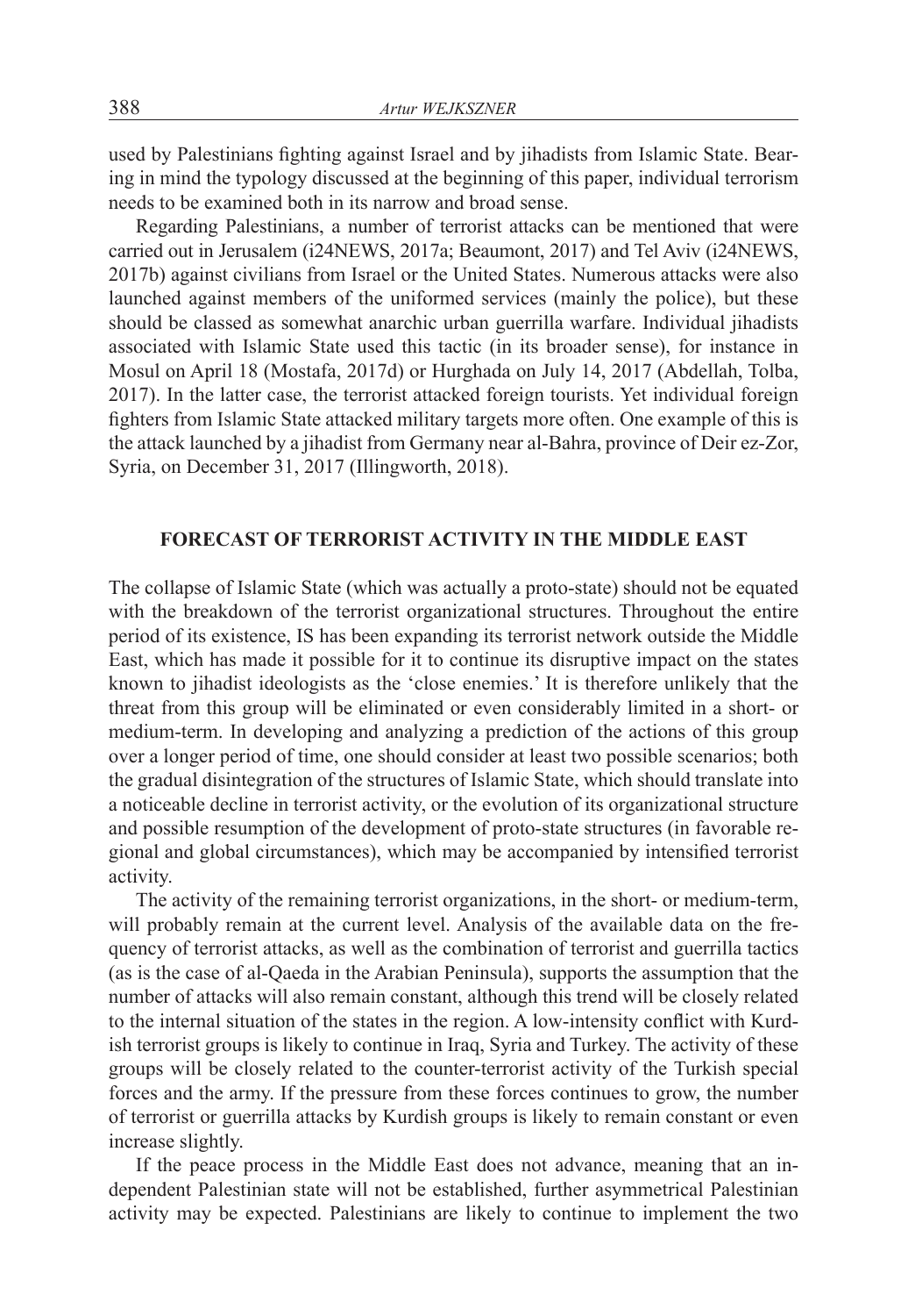used by Palestinians fighting against Israel and by jihadists from Islamic State. Bearing in mind the typology discussed at the beginning of this paper, individual terrorism needs to be examined both in its narrow and broad sense.

Regarding Palestinians, a number of terrorist attacks can be mentioned that were carried out in Jerusalem (i24NEWS, 2017a; Beaumont, 2017) and Tel Aviv (i24NEWS, 2017b) against civilians from Israel or the United States. Numerous attacks were also launched against members of the uniformed services (mainly the police), but these should be classed as somewhat anarchic urban guerrilla warfare. Individual jihadists associated with Islamic State used this tactic (in its broader sense), for instance in Mosul on April 18 (Mostafa, 2017d) or Hurghada on July 14, 2017 (Abdellah, Tolba, 2017). In the latter case, the terrorist attacked foreign tourists. Yet individual foreign fighters from Islamic State attacked military targets more often. One example of this is the attack launched by a jihadist from Germany near al-Bahra, province of Deir ez-Zor, Syria, on December 31, 2017 (Illingworth, 2018).

## FORECAST OF TERRORIST ACTIVITY IN THE MIDDLE EAST

The collapse of Islamic State (which was actually a proto-state) should not be equated with the breakdown of the terrorist organizational structures. Throughout the entire period of its existence, IS has been expanding its terrorist network outside the Middle East, which has made it possible for it to continue its disruptive impact on the states known to jihadist ideologists as the 'close enemies.' It is therefore unlikely that the threat from this group will be eliminated or even considerably limited in a short- or medium-term. In developing and analyzing a prediction of the actions of this group over a longer period of time, one should consider at least two possible scenarios; both the gradual disintegration of the structures of Islamic State, which should translate into a noticeable decline in terrorist activity, or the evolution of its organizational structure and possible resumption of the development of proto-state structures (in favorable regional and global circumstances), which may be accompanied by intensified terrorist activity.

The activity of the remaining terrorist organizations, in the short- or medium-term, will probably remain at the current level. Analysis of the available data on the frequency of terrorist attacks, as well as the combination of terrorist and guerrilla tactics (as is the case of al-Qaeda in the Arabian Peninsula), supports the assumption that the number of attacks will also remain constant, although this trend will be closely related to the internal situation of the states in the region. A low-intensity conflict with Kurdish terrorist groups is likely to continue in Iraq, Syria and Turkey. The activity of these groups will be closely related to the counter-terrorist activity of the Turkish special forces and the army. If the pressure from these forces continues to grow, the number of terrorist or guerrilla attacks by Kurdish groups is likely to remain constant or even increase slightly.

If the peace process in the Middle East does not advance, meaning that an independent Palestinian state will not be established, further asymmetrical Palestinian activity may be expected. Palestinians are likely to continue to implement the two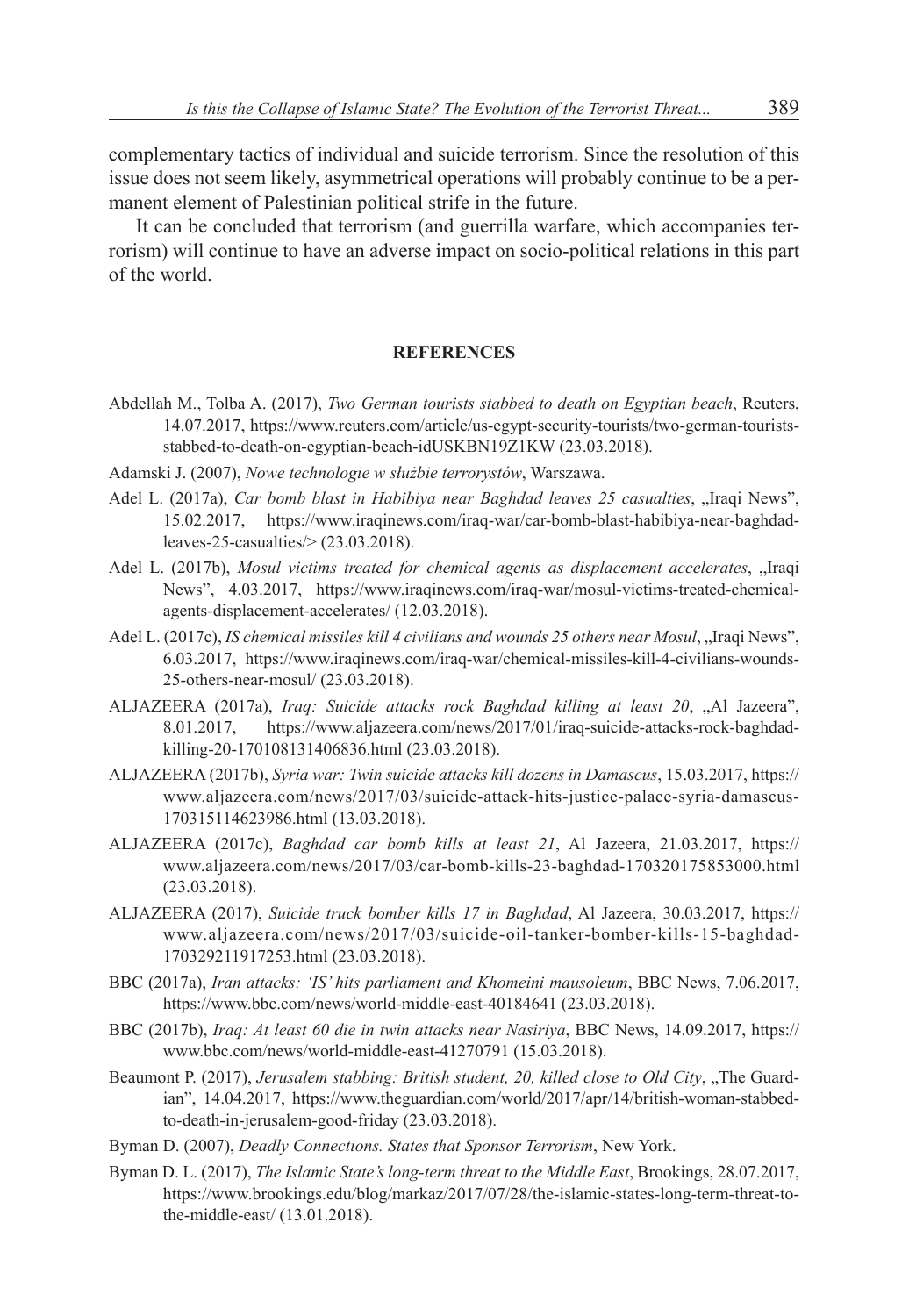complementary tactics of individual and suicide terrorism. Since the resolution of this issue does not seem likely, asymmetrical operations will probably continue to be a permanent element of Palestinian political strife in the future.

It can be concluded that terrorism (and guerrilla warfare, which accompanies terrorism) will continue to have an adverse impact on socio-political relations in this part of the world.

## REFERENCES

Abdellah M., Tolba A. (2017), *Two German tourists stabbed to death on Egyptian beach*, Reuters, 14.07.2017, https://www.reuters.com/article/us-egypt-security-tourists/two-german-tourists-stabbed-to-death-on-egyptian-beach-idUSKBN19Z1KW (23.03.2018).

Adamski J. (2007), *Nowe technologie w służbie terrorystów*, Warszawa.

Adel L. (2017a), *Car bomb blast in Habibiya near Baghdad leaves 25 casualties*, „Iraqi News", 15.02.2017, https://www.iraqinews.com/iraq-war/car-bomb-blast-habibiya-near-baghdad-leaves-25-casualties/> (23.03.2018).

Adel L. (2017b), *Mosul victims treated for chemical agents as displacement accelerates*, „Iraqi News", 4.03.2017, https://www.iraqinews.com/iraq-war/mosul-victims-treated-chemical-agents-displacement-accelerates/ (12.03.2018).

Adel L. (2017c), *IS chemical missiles kill 4 civilians and wounds 25 others near Mosul*, „Iraqi News", 6.03.2017, https://www.iraqinews.com/iraq-war/chemical-missiles-kill-4-civilians-wounds-25-others-near-mosul/ (23.03.2018).

ALJAZEERA (2017a), *Iraq: Suicide attacks rock Baghdad killing at least 20*, „Al Jazeera", 8.01.2017, https://www.aljazeera.com/news/2017/01/iraq-suicide-attacks-rock-baghdad-killing-20-170108131406836.html (23.03.2018).

ALJAZEERA (2017b), *Syria war: Twin suicide attacks kill dozens in Damascus*, 15.03.2017, https://www.aljazeera.com/news/2017/03/suicide-attack-hits-justice-palace-syria-damascus-170315114623986.html (13.03.2018).

ALJAZEERA (2017c), *Baghdad car bomb kills at least 21*, Al Jazeera, 21.03.2017, https://www.aljazeera.com/news/2017/03/car-bomb-kills-23-baghdad-170320175853000.html (23.03.2018).

ALJAZEERA (2017), *Suicide truck bomber kills 17 in Baghdad*, Al Jazeera, 30.03.2017, https://www.aljazeera.com/news/2017/03/suicide-oil-tanker-bomber-kills-15-baghdad-170329211917253.html (23.03.2018).

BBC (2017a), *Iran attacks: 'IS' hits parliament and Khomeini mausoleum*, BBC News, 7.06.2017, https://www.bbc.com/news/world-middle-east-40184641 (23.03.2018).

BBC (2017b), *Iraq: At least 60 die in twin attacks near Nasiriya*, BBC News, 14.09.2017, https://www.bbc.com/news/world-middle-east-41270791 (15.03.2018).

Beaumont P. (2017), *Jerusalem stabbing: British student, 20, killed close to Old City*, „The Guardian", 14.04.2017, https://www.theguardian.com/world/2017/apr/14/british-woman-stabbed-to-death-in-jerusalem-good-friday (23.03.2018).

Byman D. (2007), *Deadly Connections. States that Sponsor Terrorism*, New York.

Byman D. L. (2017), *The Islamic State's long-term threat to the Middle East*, Brookings, 28.07.2017, https://www.brookings.edu/blog/markaz/2017/07/28/the-islamic-states-long-term-threat-to-the-middle-east/ (13.01.2018).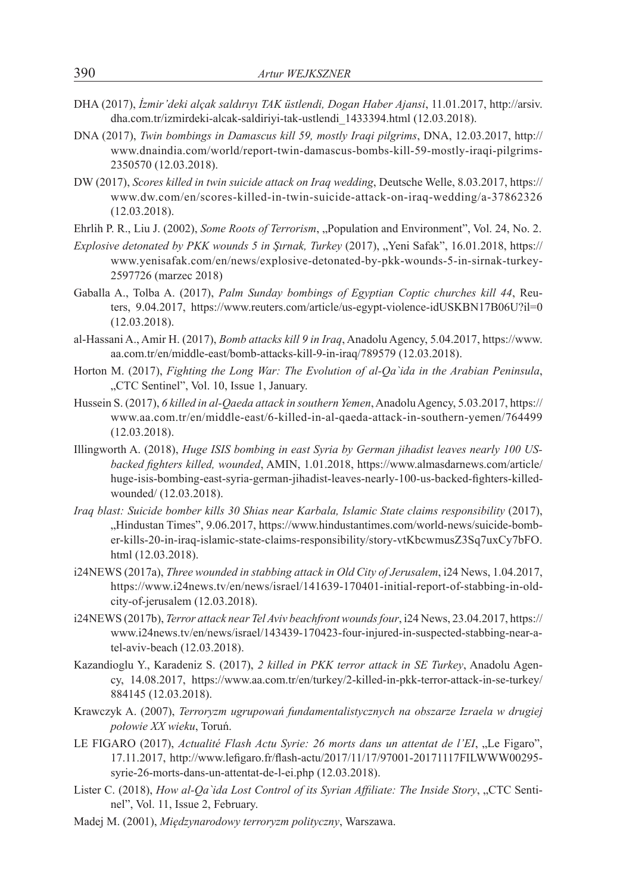DHA (2017), *İzmir'deki alçak saldırıyı TAK üstlendi, Dogan Haber Ajansi*, 11.01.2017, http://arsiv.dha.com.tr/izmirdeki-alcak-saldiriyi-tak-ustlendi_1433394.html (12.03.2018).

DNA (2017), *Twin bombings in Damascus kill 59, mostly Iraqi pilgrims*, DNA, 12.03.2017, http://www.dnaindia.com/world/report-twin-damascus-bombs-kill-59-mostly-iraqi-pilgrims-2350570 (12.03.2018).

DW (2017), *Scores killed in twin suicide attack on Iraq wedding*, Deutsche Welle, 8.03.2017, https://www.dw.com/en/scores-killed-in-twin-suicide-attack-on-iraq-wedding/a-37862326 (12.03.2018).

Ehrlih P. R., Liu J. (2002), *Some Roots of Terrorism*, „Population and Environment", Vol. 24, No. 2.

*Explosive detonated by PKK wounds 5 in Şırnak, Turkey* (2017), „Yeni Safak", 16.01.2018, https://www.yenisafak.com/en/news/explosive-detonated-by-pkk-wounds-5-in-sirnak-turkey-2597726 (marzec 2018)

Gaballa A., Tolba A. (2017), *Palm Sunday bombings of Egyptian Coptic churches kill 44*, Reuters, 9.04.2017, https://www.reuters.com/article/us-egypt-violence-idUSKBN17B06U?il=0 (12.03.2018).

al-Hassani A., Amir H. (2017), *Bomb attacks kill 9 in Iraq*, Anadolu Agency, 5.04.2017, https://www.aa.com.tr/en/middle-east/bomb-attacks-kill-9-in-iraq/789579 (12.03.2018).

Horton M. (2017), *Fighting the Long War: The Evolution of al-Qa`ida in the Arabian Peninsula*, „CTC Sentinel", Vol. 10, Issue 1, January.

Hussein S. (2017), *6 killed in al-Qaeda attack in southern Yemen*, Anadolu Agency, 5.03.2017, https://www.aa.com.tr/en/middle-east/6-killed-in-al-qaeda-attack-in-southern-yemen/764499 (12.03.2018).

Illingworth A. (2018), *Huge ISIS bombing in east Syria by German jihadist leaves nearly 100 US-backed fighters killed, wounded*, AMIN, 1.01.2018, https://www.almasdarnews.com/article/huge-isis-bombing-east-syria-german-jihadist-leaves-nearly-100-us-backed-fighters-killed-wounded/ (12.03.2018).

*Iraq blast: Suicide bomber kills 30 Shias near Karbala, Islamic State claims responsibility* (2017), „Hindustan Times", 9.06.2017, https://www.hindustantimes.com/world-news/suicide-bomber-kills-20-in-iraq-islamic-state-claims-responsibility/story-vtKbcwmusZ3Sq7uxCy7bFO.html (12.03.2018).

i24NEWS (2017a), *Three wounded in stabbing attack in Old City of Jerusalem*, i24 News, 1.04.2017, https://www.i24news.tv/en/news/israel/141639-170401-initial-report-of-stabbing-in-old-city-of-jerusalem (12.03.2018).

i24NEWS (2017b), *Terror attack near Tel Aviv beachfront wounds four*, i24 News, 23.04.2017, https://www.i24news.tv/en/news/israel/143439-170423-four-injured-in-suspected-stabbing-near-a-tel-aviv-beach (12.03.2018).

Kazandioglu Y., Karadeniz S. (2017), *2 killed in PKK terror attack in SE Turkey*, Anadolu Agency, 14.08.2017, https://www.aa.com.tr/en/turkey/2-killed-in-pkk-terror-attack-in-se-turkey/884145 (12.03.2018).

Krawczyk A. (2007), *Terroryzm ugrupowań fundamentalistycznych na obszarze Izraela w drugiej połowie XX wieku*, Toruń.

LE FIGARO (2017), *Actualité Flash Actu Syrie: 26 morts dans un attentat de l'EI*, „Le Figaro", 17.11.2017, http://www.lefigaro.fr/flash-actu/2017/11/17/97001-20171117FILWWW00295-syrie-26-morts-dans-un-attentat-de-l-ei.php (12.03.2018).

Lister C. (2018), *How al-Qa`ida Lost Control of its Syrian Affiliate: The Inside Story*, „CTC Sentinel", Vol. 11, Issue 2, February.

Madej M. (2001), *Międzynarodowy terroryzm polityczny*, Warszawa.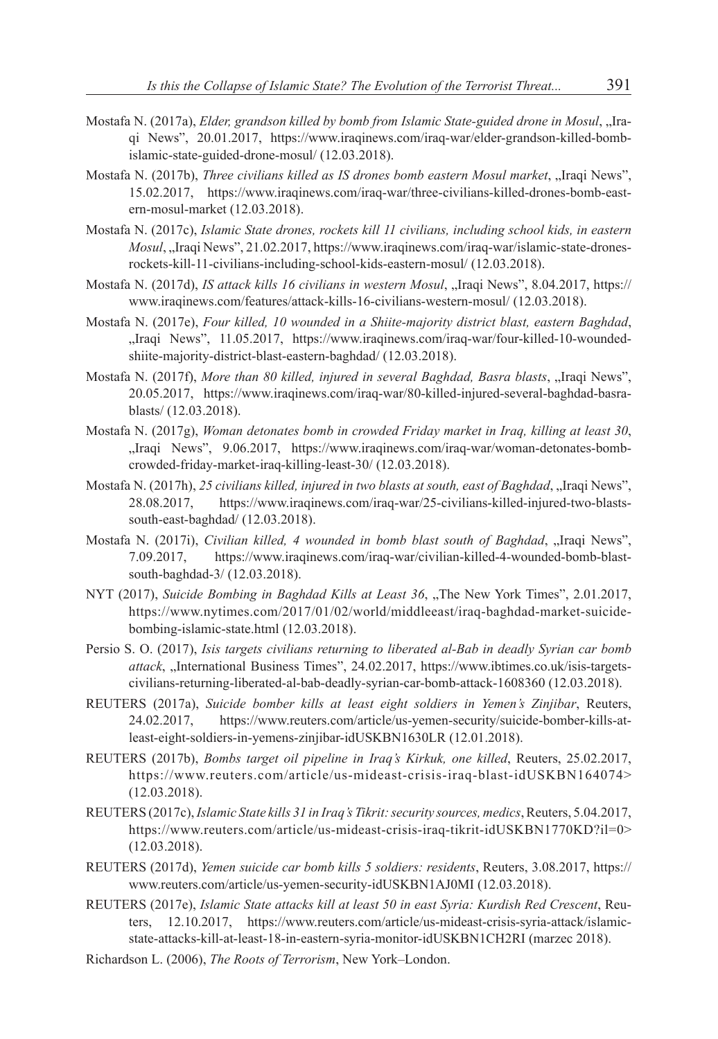Mostafa N. (2017a), *Elder, grandson killed by bomb from Islamic State-guided drone in Mosul*, „Iraqi News", 20.01.2017, https://www.iraqinews.com/iraq-war/elder-grandson-killed-bomb-islamic-state-guided-drone-mosul/ (12.03.2018).

Mostafa N. (2017b), *Three civilians killed as IS drones bomb eastern Mosul market*, „Iraqi News", 15.02.2017, https://www.iraqinews.com/iraq-war/three-civilians-killed-drones-bomb-eastern-mosul-market (12.03.2018).

Mostafa N. (2017c), *Islamic State drones, rockets kill 11 civilians, including school kids, in eastern Mosul*, „Iraqi News", 21.02.2017, https://www.iraqinews.com/iraq-war/islamic-state-drones-rockets-kill-11-civilians-including-school-kids-eastern-mosul/ (12.03.2018).

Mostafa N. (2017d), *IS attack kills 16 civilians in western Mosul*, „Iraqi News", 8.04.2017, https://www.iraqinews.com/features/attack-kills-16-civilians-western-mosul/ (12.03.2018).

Mostafa N. (2017e), *Four killed, 10 wounded in a Shiite-majority district blast, eastern Baghdad*, „Iraqi News", 11.05.2017, https://www.iraqinews.com/iraq-war/four-killed-10-wounded-shiite-majority-district-blast-eastern-baghdad/ (12.03.2018).

Mostafa N. (2017f), *More than 80 killed, injured in several Baghdad, Basra blasts*, „Iraqi News", 20.05.2017, https://www.iraqinews.com/iraq-war/80-killed-injured-several-baghdad-basra-blasts/ (12.03.2018).

Mostafa N. (2017g), *Woman detonates bomb in crowded Friday market in Iraq, killing at least 30*, „Iraqi News", 9.06.2017, https://www.iraqinews.com/iraq-war/woman-detonates-bomb-crowded-friday-market-iraq-killing-least-30/ (12.03.2018).

Mostafa N. (2017h), *25 civilians killed, injured in two blasts at south, east of Baghdad*, „Iraqi News", 28.08.2017, https://www.iraqinews.com/iraq-war/25-civilians-killed-injured-two-blasts-south-east-baghdad/ (12.03.2018).

Mostafa N. (2017i), *Civilian killed, 4 wounded in bomb blast south of Baghdad*, „Iraqi News", 7.09.2017, https://www.iraqinews.com/iraq-war/civilian-killed-4-wounded-bomb-blast-south-baghdad-3/ (12.03.2018).

NYT (2017), *Suicide Bombing in Baghdad Kills at Least 36*, „The New York Times", 2.01.2017, https://www.nytimes.com/2017/01/02/world/middleeast/iraq-baghdad-market-suicide-bombing-islamic-state.html (12.03.2018).

Persio S. O. (2017), *Isis targets civilians returning to liberated al-Bab in deadly Syrian car bomb attack*, „International Business Times", 24.02.2017, https://www.ibtimes.co.uk/isis-targets-civilians-returning-liberated-al-bab-deadly-syrian-car-bomb-attack-1608360 (12.03.2018).

REUTERS (2017a), *Suicide bomber kills at least eight soldiers in Yemen's Zinjibar*, Reuters, 24.02.2017, https://www.reuters.com/article/us-yemen-security/suicide-bomber-kills-at-least-eight-soldiers-in-yemens-zinjibar-idUSKBN1630LR (12.01.2018).

REUTERS (2017b), *Bombs target oil pipeline in Iraq's Kirkuk, one killed*, Reuters, 25.02.2017, https://www.reuters.com/article/us-mideast-crisis-iraq-blast-idUSKBN164074> (12.03.2018).

REUTERS (2017c), *Islamic State kills 31 in Iraq's Tikrit: security sources, medics*, Reuters, 5.04.2017, https://www.reuters.com/article/us-mideast-crisis-iraq-tikrit-idUSKBN1770KD?il=0> (12.03.2018).

REUTERS (2017d), *Yemen suicide car bomb kills 5 soldiers: residents*, Reuters, 3.08.2017, https://www.reuters.com/article/us-yemen-security-idUSKBN1AJ0MI (12.03.2018).

REUTERS (2017e), *Islamic State attacks kill at least 50 in east Syria: Kurdish Red Crescent*, Reuters, 12.10.2017, https://www.reuters.com/article/us-mideast-crisis-syria-attack/islamic-state-attacks-kill-at-least-18-in-eastern-syria-monitor-idUSKBN1CH2RI (marzec 2018).

Richardson L. (2006), *The Roots of Terrorism*, New York–London.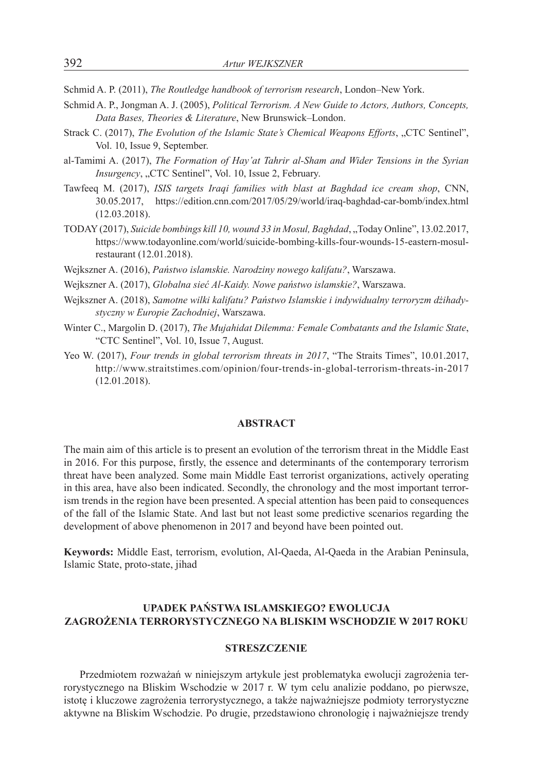Schmid A. P. (2011), *The Routledge handbook of terrorism research*, London–New York.

Schmid A. P., Jongman A. J. (2005), *Political Terrorism. A New Guide to Actors, Authors, Concepts, Data Bases, Theories & Literature*, New Brunswick–London.

Strack C. (2017), *The Evolution of the Islamic State's Chemical Weapons Efforts*, „CTC Sentinel", Vol. 10, Issue 9, September.

al-Tamimi A. (2017), *The Formation of Hay'at Tahrir al-Sham and Wider Tensions in the Syrian Insurgency*, „CTC Sentinel", Vol. 10, Issue 2, February.

Tawfeeq M. (2017), *ISIS targets Iraqi families with blast at Baghdad ice cream shop*, CNN, 30.05.2017, https://edition.cnn.com/2017/05/29/world/iraq-baghdad-car-bomb/index.html (12.03.2018).

TODAY (2017), *Suicide bombings kill 10, wound 33 in Mosul, Baghdad*, „Today Online", 13.02.2017, https://www.todayonline.com/world/suicide-bombing-kills-four-wounds-15-eastern-mosul-restaurant (12.01.2018).

Wejkszner A. (2016), *Państwo islamskie. Narodziny nowego kalifatu?*, Warszawa.

Wejkszner A. (2017), *Globalna sieć Al-Kaidy. Nowe państwo islamskie?*, Warszawa.

Wejkszner A. (2018), *Samotne wilki kalifatu? Państwo Islamskie i indywidualny terroryzm dżihadystyczny w Europie Zachodniej*, Warszawa.

Winter C., Margolin D. (2017), *The Mujahidat Dilemma: Female Combatants and the Islamic State*, "CTC Sentinel", Vol. 10, Issue 7, August.

Yeo W. (2017), *Four trends in global terrorism threats in 2017*, "The Straits Times", 10.01.2017, http://www.straitstimes.com/opinion/four-trends-in-global-terrorism-threats-in-2017 (12.01.2018).

## ABSTRACT

The main aim of this article is to present an evolution of the terrorism threat in the Middle East in 2016. For this purpose, firstly, the essence and determinants of the contemporary terrorism threat have been analyzed. Some main Middle East terrorist organizations, actively operating in this area, have also been indicated. Secondly, the chronology and the most important terrorism trends in the region have been presented. A special attention has been paid to consequences of the fall of the Islamic State. And last but not least some predictive scenarios regarding the development of above phenomenon in 2017 and beyond have been pointed out.

**Keywords:** Middle East, terrorism, evolution, Al-Qaeda, Al-Qaeda in the Arabian Peninsula, Islamic State, proto-state, jihad

## UPADEK PAŃSTWA ISLAMSKIEGO? EWOLUCJA ZAGROŻENIA TERRORYSTYCZNEGO NA BLISKIM WSCHODZIE W 2017 ROKU

### STRESZCZENIE

Przedmiotem rozważań w niniejszym artykule jest problematyka ewolucji zagrożenia terrorystycznego na Bliskim Wschodzie w 2017 r. W tym celu analizie poddano, po pierwsze, istotę i kluczowe zagrożenia terrorystycznego, a także najważniejsze podmioty terrorystyczne aktywne na Bliskim Wschodzie. Po drugie, przedstawiono chronologię i najważniejsze trendy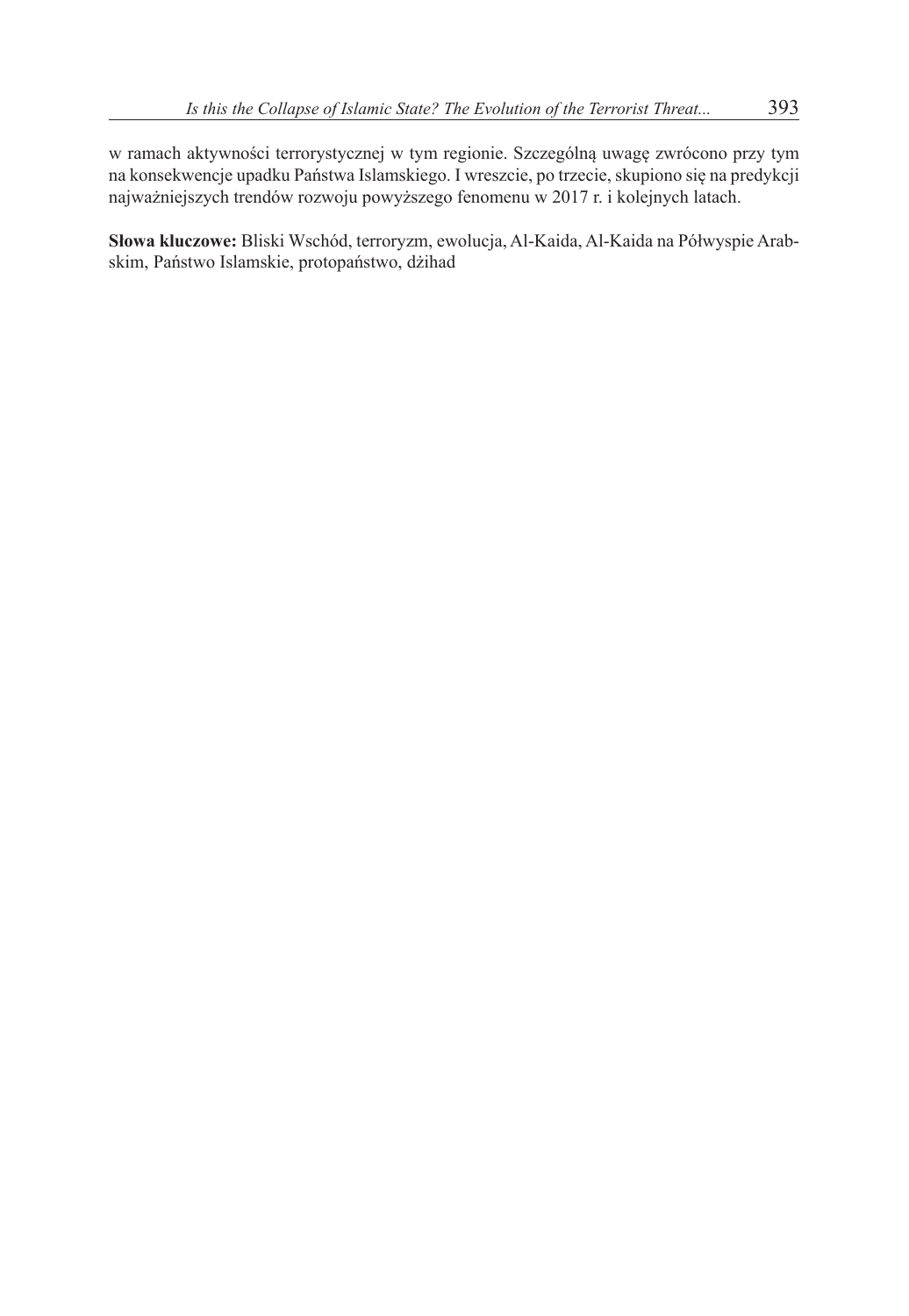w ramach aktywności terrorystycznej w tym regionie. Szczególną uwagę zwrócono przy tym na konsekwencje upadku Państwa Islamskiego. I wreszcie, po trzecie, skupiono się na predykcji najważniejszych trendów rozwoju powyższego fenomenu w 2017 r. i kolejnych latach.

**Słowa kluczowe:** Bliski Wschód, terroryzm, ewolucja, Al-Kaida, Al-Kaida na Półwyspie Arabskim, Państwo Islamskie, protopaństwo, dżihad